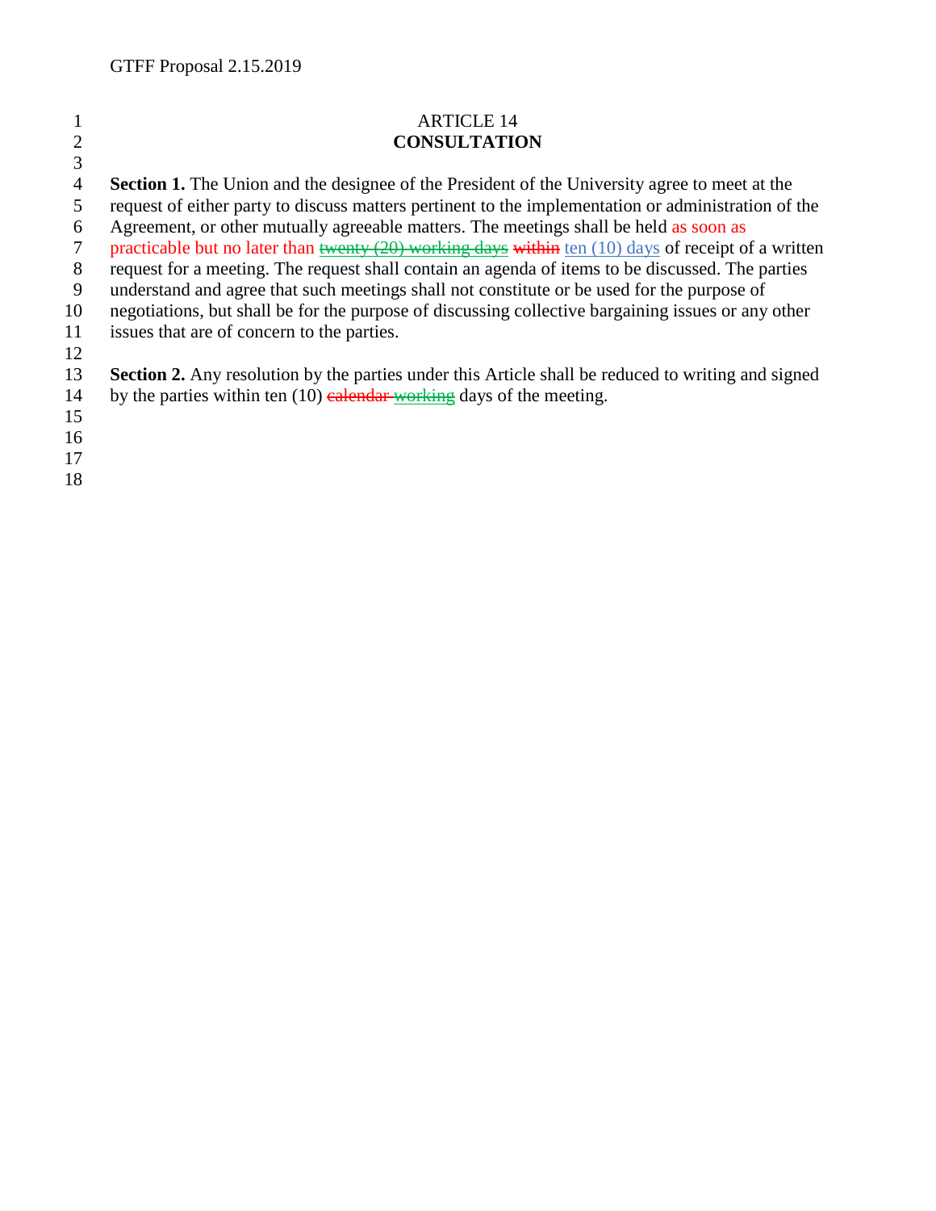# ARTICLE 14
## CONSULTATION

**Section 1.** The Union and the designee of the President of the University agree to meet at the request of either party to discuss matters pertinent to the implementation or administration of the Agreement, or other mutually agreeable matters. The meetings shall be held as soon as practicable but no later than ~~twenty (20) working days~~ ~~within~~ ten (10) days of receipt of a written request for a meeting. The request shall contain an agenda of items to be discussed. The parties understand and agree that such meetings shall not constitute or be used for the purpose of negotiations, but shall be for the purpose of discussing collective bargaining issues or any other issues that are of concern to the parties.

**Section 2.** Any resolution by the parties under this Article shall be reduced to writing and signed by the parties within ten (10) ~~calendar~~ working days of the meeting.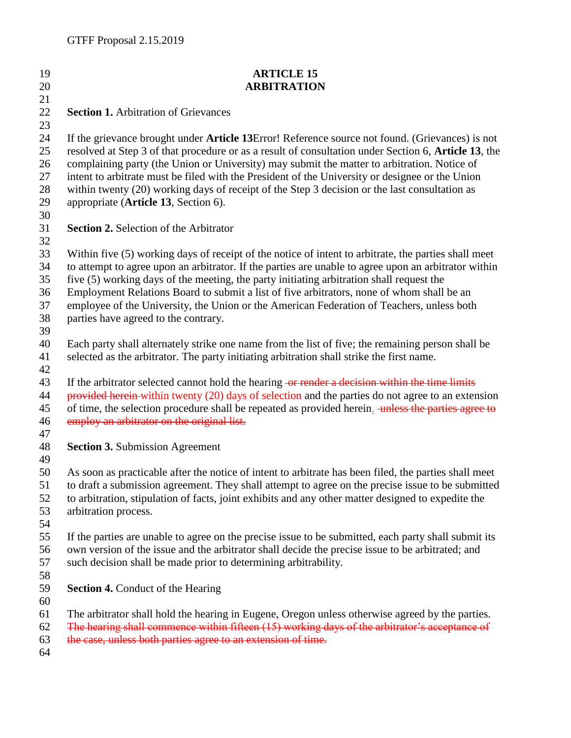## ARTICLE 15
## ARBITRATION

**Section 1.** Arbitration of Grievances

If the grievance brought under **Article 13**Error! Reference source not found. (Grievances) is not resolved at Step 3 of that procedure or as a result of consultation under Section 6, **Article 13**, the complaining party (the Union or University) may submit the matter to arbitration. Notice of intent to arbitrate must be filed with the President of the University or designee or the Union within twenty (20) working days of receipt of the Step 3 decision or the last consultation as appropriate (**Article 13**, Section 6).

**Section 2.** Selection of the Arbitrator

Within five (5) working days of receipt of the notice of intent to arbitrate, the parties shall meet to attempt to agree upon an arbitrator. If the parties are unable to agree upon an arbitrator within five (5) working days of the meeting, the party initiating arbitration shall request the Employment Relations Board to submit a list of five arbitrators, none of whom shall be an employee of the University, the Union or the American Federation of Teachers, unless both parties have agreed to the contrary.

Each party shall alternately strike one name from the list of five; the remaining person shall be selected as the arbitrator. The party initiating arbitration shall strike the first name.

If the arbitrator selected cannot hold the hearing ~~or render a decision within the time limits provided herein~~ within twenty (20) days of selection and the parties do not agree to an extension of time, the selection procedure shall be repeated as provided herein. ~~unless the parties agree to employ an arbitrator on the original list.~~

**Section 3.** Submission Agreement

As soon as practicable after the notice of intent to arbitrate has been filed, the parties shall meet to draft a submission agreement. They shall attempt to agree on the precise issue to be submitted to arbitration, stipulation of facts, joint exhibits and any other matter designed to expedite the arbitration process.

If the parties are unable to agree on the precise issue to be submitted, each party shall submit its own version of the issue and the arbitrator shall decide the precise issue to be arbitrated; and such decision shall be made prior to determining arbitrability.

**Section 4.** Conduct of the Hearing

The arbitrator shall hold the hearing in Eugene, Oregon unless otherwise agreed by the parties. ~~The hearing shall commence within fifteen (15) working days of the arbitrator's acceptance of the case, unless both parties agree to an extension of time.~~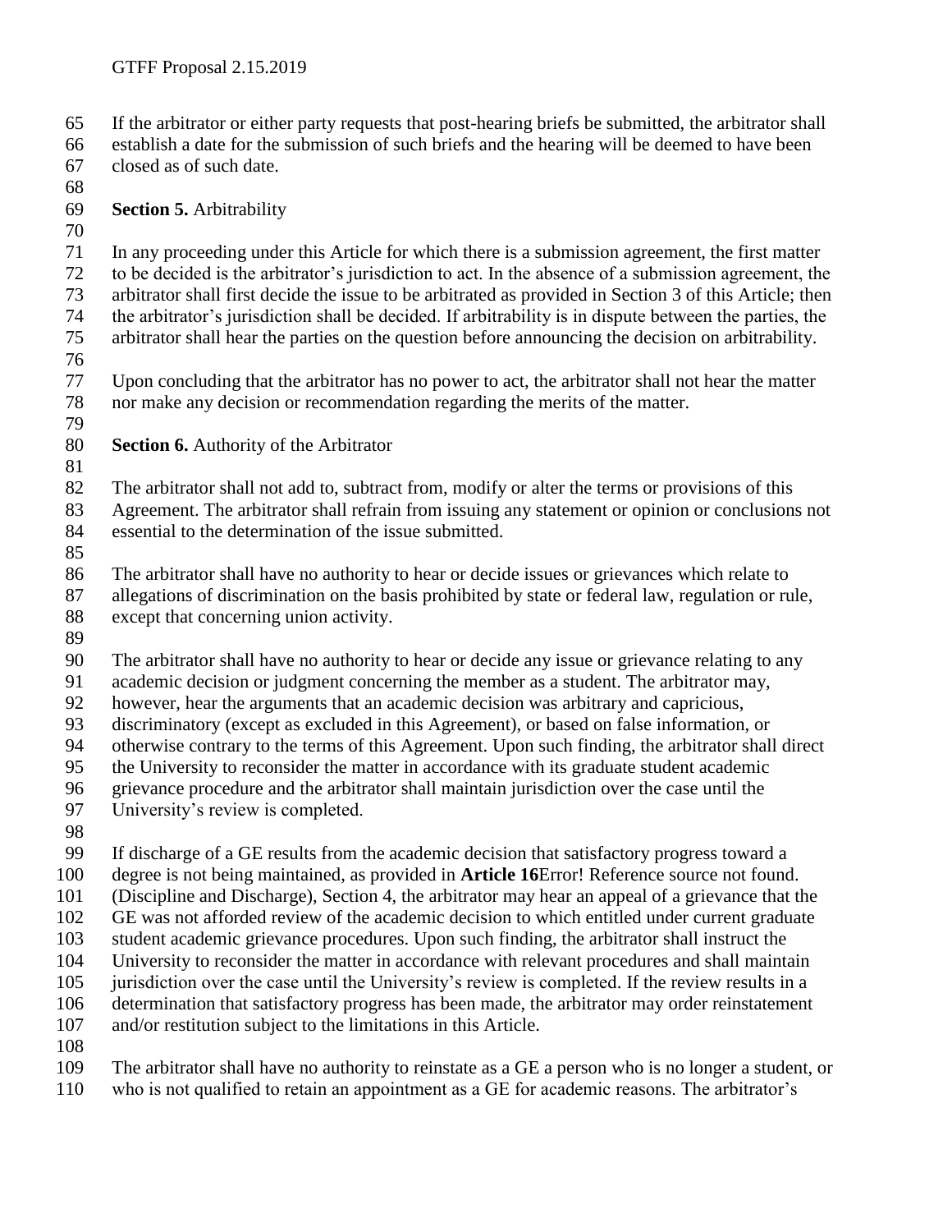If the arbitrator or either party requests that post-hearing briefs be submitted, the arbitrator shall establish a date for the submission of such briefs and the hearing will be deemed to have been closed as of such date.

**Section 5.** Arbitrability

In any proceeding under this Article for which there is a submission agreement, the first matter to be decided is the arbitrator's jurisdiction to act. In the absence of a submission agreement, the arbitrator shall first decide the issue to be arbitrated as provided in Section 3 of this Article; then the arbitrator's jurisdiction shall be decided. If arbitrability is in dispute between the parties, the arbitrator shall hear the parties on the question before announcing the decision on arbitrability.

Upon concluding that the arbitrator has no power to act, the arbitrator shall not hear the matter nor make any decision or recommendation regarding the merits of the matter.

**Section 6.** Authority of the Arbitrator

The arbitrator shall not add to, subtract from, modify or alter the terms or provisions of this Agreement. The arbitrator shall refrain from issuing any statement or opinion or conclusions not essential to the determination of the issue submitted.

The arbitrator shall have no authority to hear or decide issues or grievances which relate to allegations of discrimination on the basis prohibited by state or federal law, regulation or rule, except that concerning union activity.

The arbitrator shall have no authority to hear or decide any issue or grievance relating to any academic decision or judgment concerning the member as a student. The arbitrator may, however, hear the arguments that an academic decision was arbitrary and capricious, discriminatory (except as excluded in this Agreement), or based on false information, or otherwise contrary to the terms of this Agreement. Upon such finding, the arbitrator shall direct the University to reconsider the matter in accordance with its graduate student academic grievance procedure and the arbitrator shall maintain jurisdiction over the case until the University's review is completed.

If discharge of a GE results from the academic decision that satisfactory progress toward a degree is not being maintained, as provided in **Article 16**Error! Reference source not found. (Discipline and Discharge), Section 4, the arbitrator may hear an appeal of a grievance that the GE was not afforded review of the academic decision to which entitled under current graduate student academic grievance procedures. Upon such finding, the arbitrator shall instruct the University to reconsider the matter in accordance with relevant procedures and shall maintain jurisdiction over the case until the University's review is completed. If the review results in a determination that satisfactory progress has been made, the arbitrator may order reinstatement and/or restitution subject to the limitations in this Article.

The arbitrator shall have no authority to reinstate as a GE a person who is no longer a student, or who is not qualified to retain an appointment as a GE for academic reasons. The arbitrator's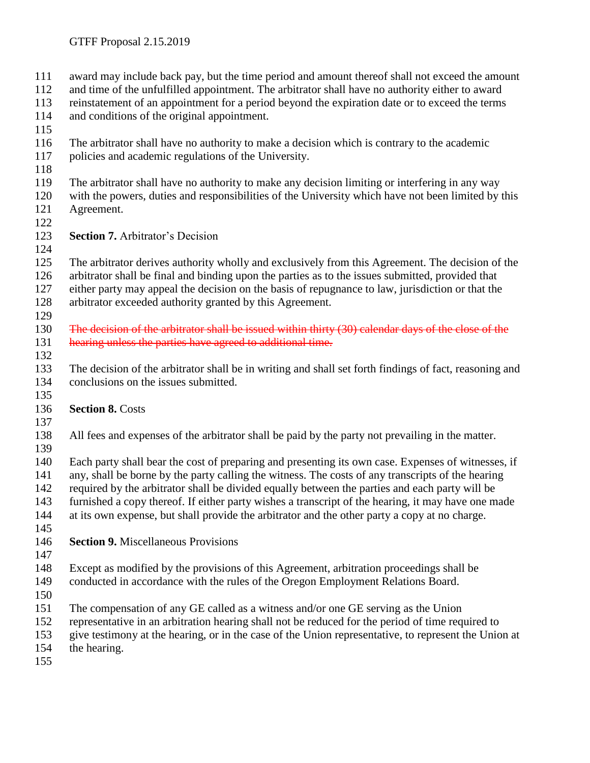award may include back pay, but the time period and amount thereof shall not exceed the amount and time of the unfulfilled appointment. The arbitrator shall have no authority either to award reinstatement of an appointment for a period beyond the expiration date or to exceed the terms and conditions of the original appointment.

The arbitrator shall have no authority to make a decision which is contrary to the academic policies and academic regulations of the University.

The arbitrator shall have no authority to make any decision limiting or interfering in any way with the powers, duties and responsibilities of the University which have not been limited by this Agreement.

**Section 7.** Arbitrator's Decision

The arbitrator derives authority wholly and exclusively from this Agreement. The decision of the arbitrator shall be final and binding upon the parties as to the issues submitted, provided that either party may appeal the decision on the basis of repugnance to law, jurisdiction or that the arbitrator exceeded authority granted by this Agreement.

~~The decision of the arbitrator shall be issued within thirty (30) calendar days of the close of the hearing unless the parties have agreed to additional time.~~

The decision of the arbitrator shall be in writing and shall set forth findings of fact, reasoning and conclusions on the issues submitted.

**Section 8.** Costs

All fees and expenses of the arbitrator shall be paid by the party not prevailing in the matter.

Each party shall bear the cost of preparing and presenting its own case. Expenses of witnesses, if any, shall be borne by the party calling the witness. The costs of any transcripts of the hearing required by the arbitrator shall be divided equally between the parties and each party will be furnished a copy thereof. If either party wishes a transcript of the hearing, it may have one made at its own expense, but shall provide the arbitrator and the other party a copy at no charge.

**Section 9.** Miscellaneous Provisions

Except as modified by the provisions of this Agreement, arbitration proceedings shall be conducted in accordance with the rules of the Oregon Employment Relations Board.

The compensation of any GE called as a witness and/or one GE serving as the Union representative in an arbitration hearing shall not be reduced for the period of time required to give testimony at the hearing, or in the case of the Union representative, to represent the Union at the hearing.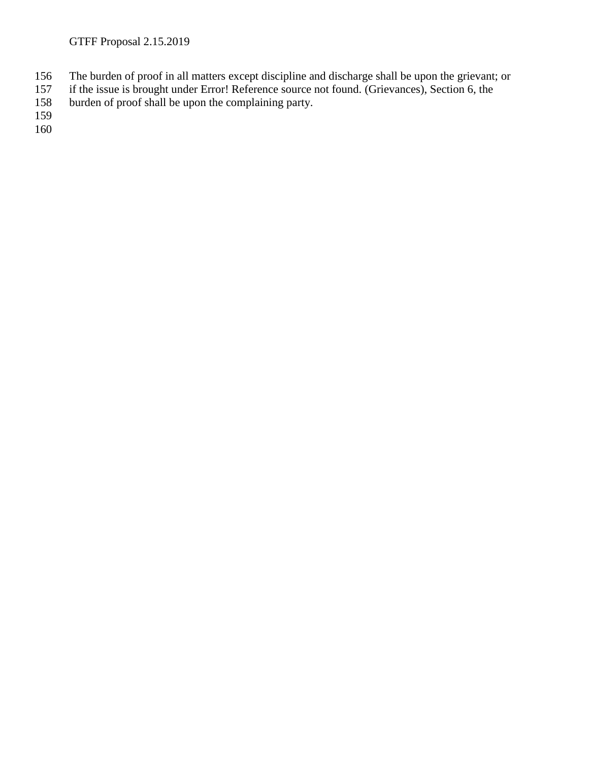The burden of proof in all matters except discipline and discharge shall be upon the grievant; or if the issue is brought under Error! Reference source not found. (Grievances), Section 6, the burden of proof shall be upon the complaining party.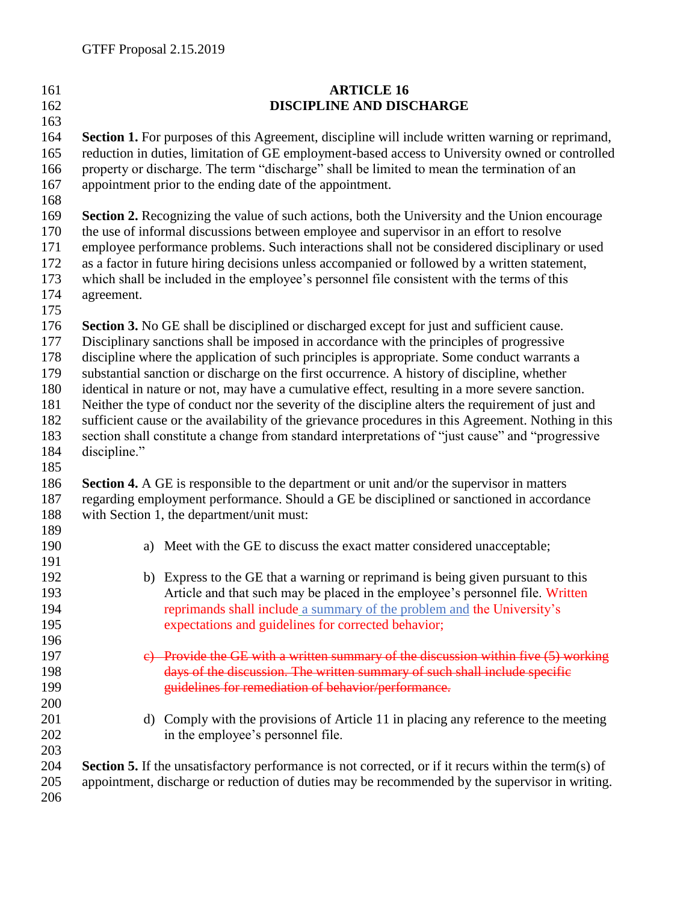## ARTICLE 16
## DISCIPLINE AND DISCHARGE

**Section 1.** For purposes of this Agreement, discipline will include written warning or reprimand, reduction in duties, limitation of GE employment-based access to University owned or controlled property or discharge. The term "discharge" shall be limited to mean the termination of an appointment prior to the ending date of the appointment.

**Section 2.** Recognizing the value of such actions, both the University and the Union encourage the use of informal discussions between employee and supervisor in an effort to resolve employee performance problems. Such interactions shall not be considered disciplinary or used as a factor in future hiring decisions unless accompanied or followed by a written statement, which shall be included in the employee's personnel file consistent with the terms of this agreement.

**Section 3.** No GE shall be disciplined or discharged except for just and sufficient cause. Disciplinary sanctions shall be imposed in accordance with the principles of progressive discipline where the application of such principles is appropriate. Some conduct warrants a substantial sanction or discharge on the first occurrence. A history of discipline, whether identical in nature or not, may have a cumulative effect, resulting in a more severe sanction. Neither the type of conduct nor the severity of the discipline alters the requirement of just and sufficient cause or the availability of the grievance procedures in this Agreement. Nothing in this section shall constitute a change from standard interpretations of "just cause" and "progressive discipline."

**Section 4.** A GE is responsible to the department or unit and/or the supervisor in matters regarding employment performance. Should a GE be disciplined or sanctioned in accordance with Section 1, the department/unit must:

a) Meet with the GE to discuss the exact matter considered unacceptable;

b) Express to the GE that a warning or reprimand is being given pursuant to this Article and that such may be placed in the employee's personnel file. Written reprimands shall include a summary of the problem and the University's expectations and guidelines for corrected behavior;

c) ~~Provide the GE with a written summary of the discussion within five (5) working days of the discussion. The written summary of such shall include specific guidelines for remediation of behavior/performance.~~

d) Comply with the provisions of Article 11 in placing any reference to the meeting in the employee's personnel file.

**Section 5.** If the unsatisfactory performance is not corrected, or if it recurs within the term(s) of appointment, discharge or reduction of duties may be recommended by the supervisor in writing.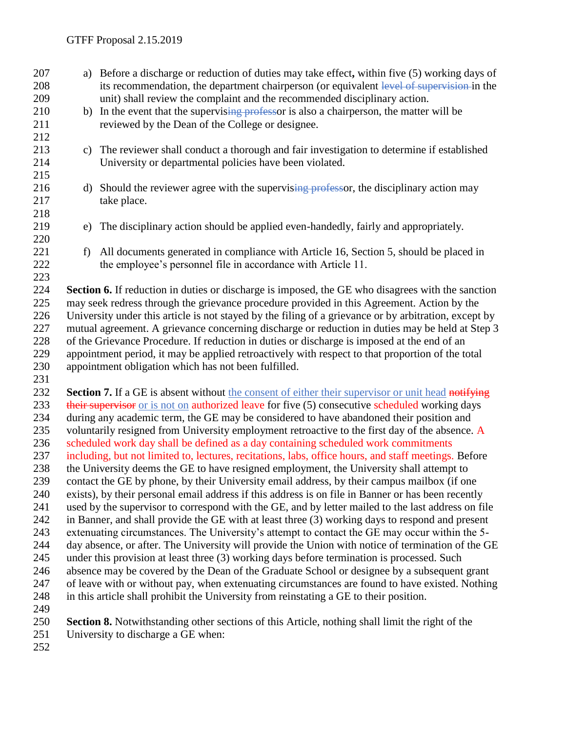a) Before a discharge or reduction of duties may take effect**,** within five (5) working days of its recommendation, the department chairperson (or equivalent ~~level of supervision~~ in the unit) shall review the complaint and the recommended disciplinary action.

b) In the event that the supervis~~ing profess~~or is also a chairperson, the matter will be reviewed by the Dean of the College or designee.

c) The reviewer shall conduct a thorough and fair investigation to determine if established University or departmental policies have been violated.

d) Should the reviewer agree with the supervis~~ing profess~~or, the disciplinary action may take place.

e) The disciplinary action should be applied even-handedly, fairly and appropriately.

f) All documents generated in compliance with Article 16, Section 5, should be placed in the employee's personnel file in accordance with Article 11.

**Section 6.** If reduction in duties or discharge is imposed, the GE who disagrees with the sanction may seek redress through the grievance procedure provided in this Agreement. Action by the University under this article is not stayed by the filing of a grievance or by arbitration, except by mutual agreement. A grievance concerning discharge or reduction in duties may be held at Step 3 of the Grievance Procedure. If reduction in duties or discharge is imposed at the end of an appointment period, it may be applied retroactively with respect to that proportion of the total appointment obligation which has not been fulfilled.

**Section 7.** If a GE is absent without the consent of either their supervisor or unit head ~~notifying their supervisor~~ or is not on authorized leave for five (5) consecutive scheduled working days during any academic term, the GE may be considered to have abandoned their position and voluntarily resigned from University employment retroactive to the first day of the absence. A scheduled work day shall be defined as a day containing scheduled work commitments including, but not limited to, lectures, recitations, labs, office hours, and staff meetings. Before the University deems the GE to have resigned employment, the University shall attempt to contact the GE by phone, by their University email address, by their campus mailbox (if one exists), by their personal email address if this address is on file in Banner or has been recently used by the supervisor to correspond with the GE, and by letter mailed to the last address on file in Banner, and shall provide the GE with at least three (3) working days to respond and present extenuating circumstances. The University's attempt to contact the GE may occur within the 5-day absence, or after. The University will provide the Union with notice of termination of the GE under this provision at least three (3) working days before termination is processed. Such absence may be covered by the Dean of the Graduate School or designee by a subsequent grant of leave with or without pay, when extenuating circumstances are found to have existed. Nothing in this article shall prohibit the University from reinstating a GE to their position.

**Section 8.** Notwithstanding other sections of this Article, nothing shall limit the right of the University to discharge a GE when: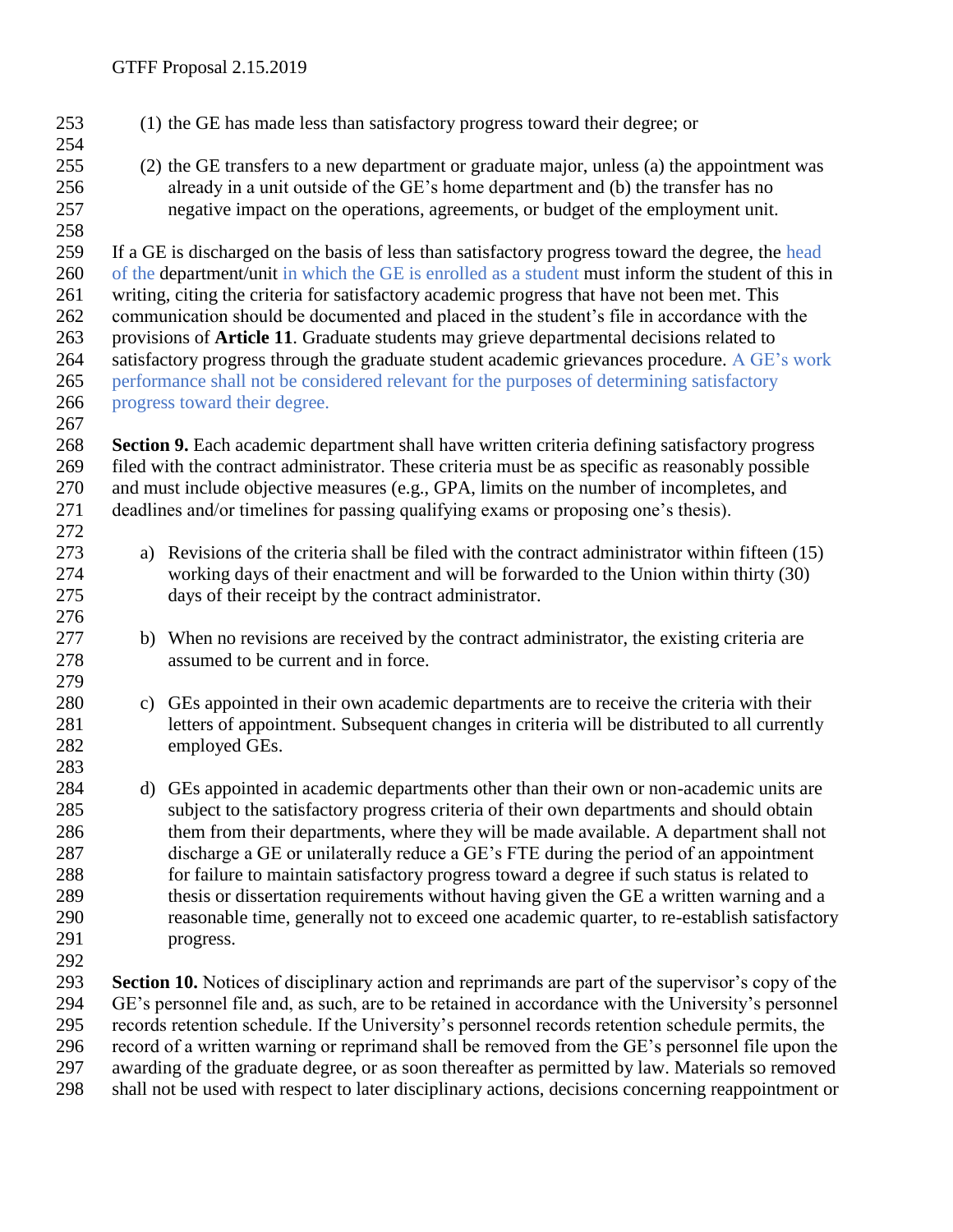(1) the GE has made less than satisfactory progress toward their degree; or

(2) the GE transfers to a new department or graduate major, unless (a) the appointment was already in a unit outside of the GE's home department and (b) the transfer has no negative impact on the operations, agreements, or budget of the employment unit.

If a GE is discharged on the basis of less than satisfactory progress toward the degree, the head of the department/unit in which the GE is enrolled as a student must inform the student of this in writing, citing the criteria for satisfactory academic progress that have not been met. This communication should be documented and placed in the student's file in accordance with the provisions of **Article 11**. Graduate students may grieve departmental decisions related to satisfactory progress through the graduate student academic grievances procedure. A GE's work performance shall not be considered relevant for the purposes of determining satisfactory progress toward their degree.

**Section 9.** Each academic department shall have written criteria defining satisfactory progress filed with the contract administrator. These criteria must be as specific as reasonably possible and must include objective measures (e.g., GPA, limits on the number of incompletes, and deadlines and/or timelines for passing qualifying exams or proposing one's thesis).

a) Revisions of the criteria shall be filed with the contract administrator within fifteen (15) working days of their enactment and will be forwarded to the Union within thirty (30) days of their receipt by the contract administrator.

b) When no revisions are received by the contract administrator, the existing criteria are assumed to be current and in force.

c) GEs appointed in their own academic departments are to receive the criteria with their letters of appointment. Subsequent changes in criteria will be distributed to all currently employed GEs.

d) GEs appointed in academic departments other than their own or non-academic units are subject to the satisfactory progress criteria of their own departments and should obtain them from their departments, where they will be made available. A department shall not discharge a GE or unilaterally reduce a GE's FTE during the period of an appointment for failure to maintain satisfactory progress toward a degree if such status is related to thesis or dissertation requirements without having given the GE a written warning and a reasonable time, generally not to exceed one academic quarter, to re-establish satisfactory progress.

**Section 10.** Notices of disciplinary action and reprimands are part of the supervisor's copy of the GE's personnel file and, as such, are to be retained in accordance with the University's personnel records retention schedule. If the University's personnel records retention schedule permits, the record of a written warning or reprimand shall be removed from the GE's personnel file upon the awarding of the graduate degree, or as soon thereafter as permitted by law. Materials so removed shall not be used with respect to later disciplinary actions, decisions concerning reappointment or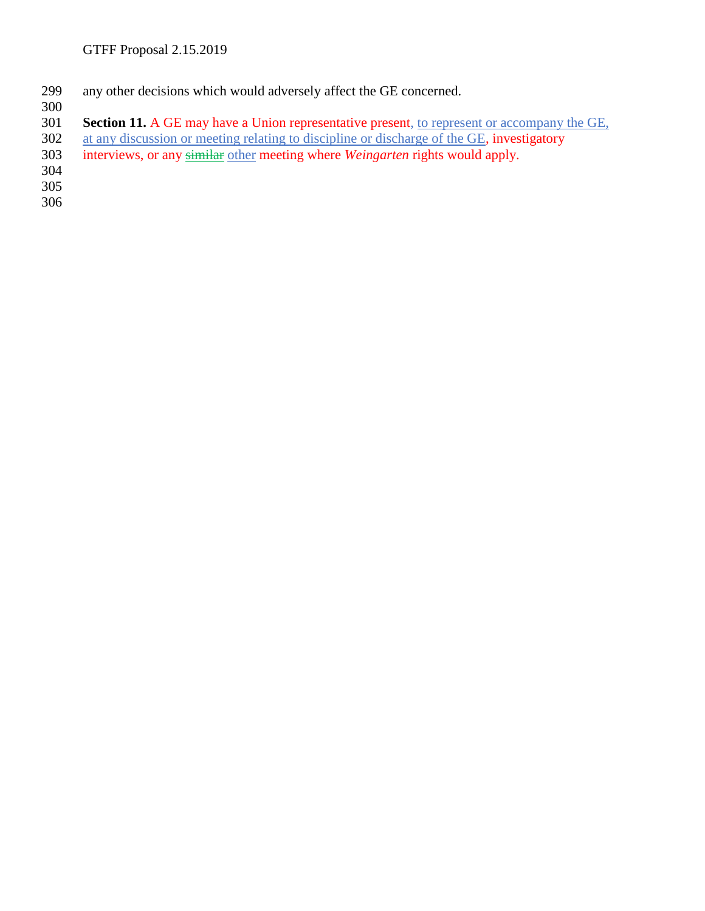any other decisions which would adversely affect the GE concerned.

**Section 11.** A GE may have a Union representative present, <u>to represent or accompany the GE, at any discussion or meeting relating to discipline or discharge of the GE</u>, investigatory interviews, or any ~~similar~~ <u>other</u> meeting where *Weingarten* rights would apply.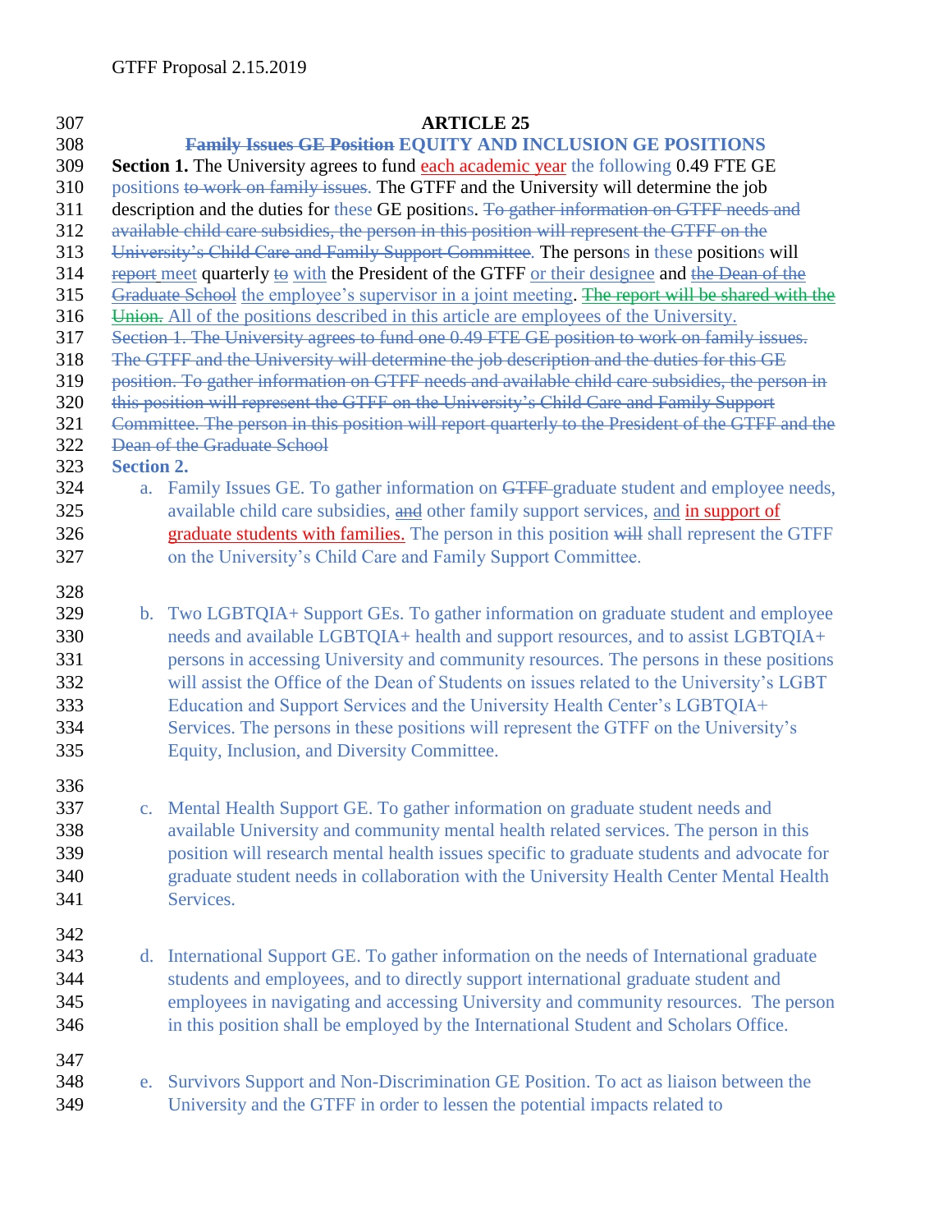**ARTICLE 25**

**~~Family Issues GE Position~~ EQUITY AND INCLUSION GE POSITIONS**

**Section 1.** The University agrees to fund each academic year the following 0.49 FTE GE positions ~~to work on family issues~~. The GTFF and the University will determine the job description and the duties for these GE positions. ~~To gather information on GTFF needs and available child care subsidies, the person in this position will represent the GTFF on the University's Child Care and Family Support Committee.~~ The persons in these positions will ~~report~~ meet quarterly ~~to~~ with the President of the GTFF or their designee and ~~the Dean of the Graduate School~~ the employee's supervisor in a joint meeting. ~~The report will be shared with the Union.~~ All of the positions described in this article are employees of the University.

~~Section 1. The University agrees to fund one 0.49 FTE GE position to work on family issues. The GTFF and the University will determine the job description and the duties for this GE position. To gather information on GTFF needs and available child care subsidies, the person in this position will represent the GTFF on the University's Child Care and Family Support Committee. The person in this position will report quarterly to the President of the GTFF and the Dean of the Graduate School~~

**Section 2.**

a. Family Issues GE. To gather information on ~~GTFF~~ graduate student and employee needs, available child care subsidies, ~~and~~ other family support services, and in support of graduate students with families. The person in this position ~~will~~ shall represent the GTFF on the University's Child Care and Family Support Committee.

b. Two LGBTQIA+ Support GEs. To gather information on graduate student and employee needs and available LGBTQIA+ health and support resources, and to assist LGBTQIA+ persons in accessing University and community resources. The persons in these positions will assist the Office of the Dean of Students on issues related to the University's LGBT Education and Support Services and the University Health Center's LGBTQIA+ Services. The persons in these positions will represent the GTFF on the University's Equity, Inclusion, and Diversity Committee.

c. Mental Health Support GE. To gather information on graduate student needs and available University and community mental health related services. The person in this position will research mental health issues specific to graduate students and advocate for graduate student needs in collaboration with the University Health Center Mental Health Services.

d. International Support GE. To gather information on the needs of International graduate students and employees, and to directly support international graduate student and employees in navigating and accessing University and community resources. The person in this position shall be employed by the International Student and Scholars Office.

e. Survivors Support and Non-Discrimination GE Position. To act as liaison between the University and the GTFF in order to lessen the potential impacts related to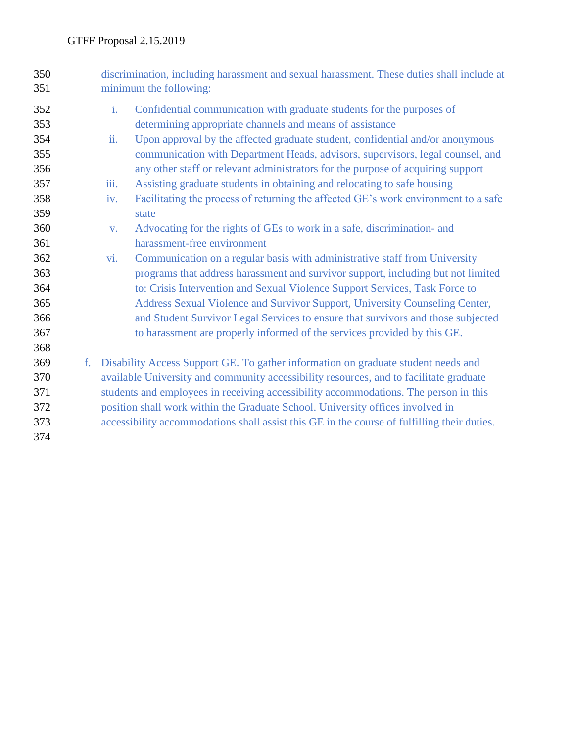discrimination, including harassment and sexual harassment. These duties shall include at minimum the following:

i. Confidential communication with graduate students for the purposes of determining appropriate channels and means of assistance
ii. Upon approval by the affected graduate student, confidential and/or anonymous communication with Department Heads, advisors, supervisors, legal counsel, and any other staff or relevant administrators for the purpose of acquiring support
iii. Assisting graduate students in obtaining and relocating to safe housing
iv. Facilitating the process of returning the affected GE's work environment to a safe state
v. Advocating for the rights of GEs to work in a safe, discrimination- and harassment-free environment
vi. Communication on a regular basis with administrative staff from University programs that address harassment and survivor support, including but not limited to: Crisis Intervention and Sexual Violence Support Services, Task Force to Address Sexual Violence and Survivor Support, University Counseling Center, and Student Survivor Legal Services to ensure that survivors and those subjected to harassment are properly informed of the services provided by this GE.

f. Disability Access Support GE. To gather information on graduate student needs and available University and community accessibility resources, and to facilitate graduate students and employees in receiving accessibility accommodations. The person in this position shall work within the Graduate School. University offices involved in accessibility accommodations shall assist this GE in the course of fulfilling their duties.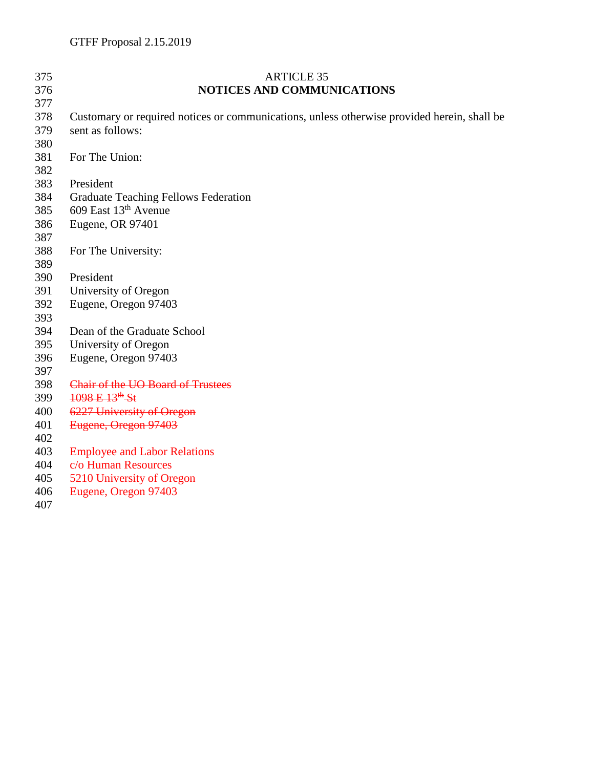ARTICLE 35

## NOTICES AND COMMUNICATIONS

Customary or required notices or communications, unless otherwise provided herein, shall be sent as follows:

For The Union:

President
Graduate Teaching Fellows Federation
609 East 13th Avenue
Eugene, OR 97401

For The University:

President
University of Oregon
Eugene, Oregon 97403

Dean of the Graduate School
University of Oregon
Eugene, Oregon 97403

~~Chair of the UO Board of Trustees~~
~~1098 E 13th St~~
~~6227 University of Oregon~~
~~Eugene, Oregon 97403~~

Employee and Labor Relations
c/o Human Resources
5210 University of Oregon
Eugene, Oregon 97403